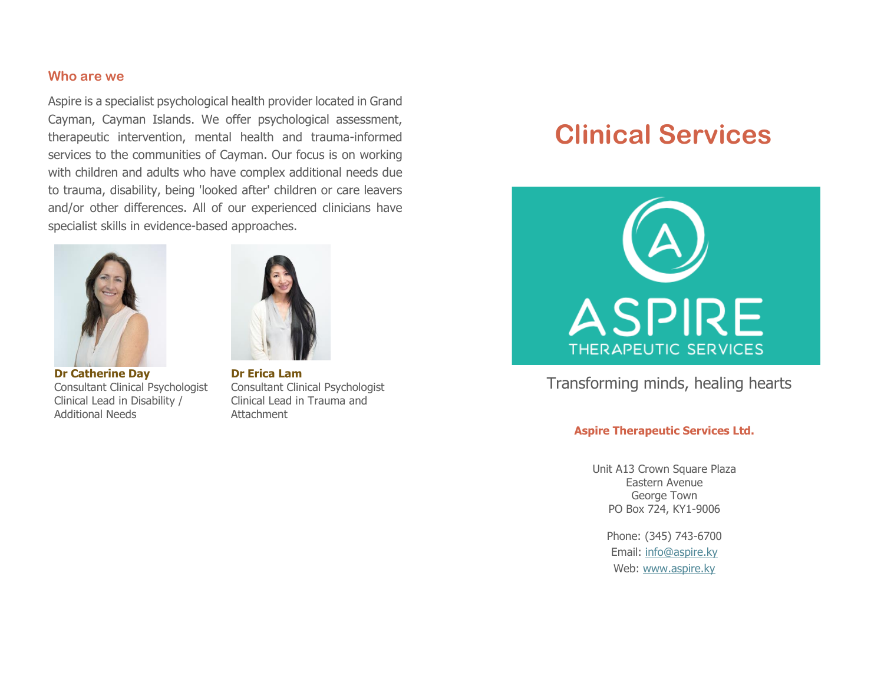## Who are we

Aspire is a specialist psychological health provider located in Grand Cayman, Cayman Islands. We offer psychological assessment, therapeutic intervention, mental health and trauma-informed services to the communities of Cayman. Our focus is on working with children and adults who have complex additional needs due to trauma, disability, being 'looked after' children or care leavers and/or other differences. All of our experienced clinicians have specialist skills in evidence-based approaches.

**Dr Catherine Day**
Consultant Clinical Psychologist
Clinical Lead in Disability / Additional Needs

**Dr Erica Lam**
Consultant Clinical Psychologist
Clinical Lead in Trauma and Attachment

# Clinical Services

ASPIRE
THERAPEUTIC SERVICES

Transforming minds, healing hearts

**Aspire Therapeutic Services Ltd.**

Unit A13 Crown Square Plaza
Eastern Avenue
George Town
PO Box 724, KY1-9006

Phone: (345) 743-6700
Email: info@aspire.ky
Web: www.aspire.ky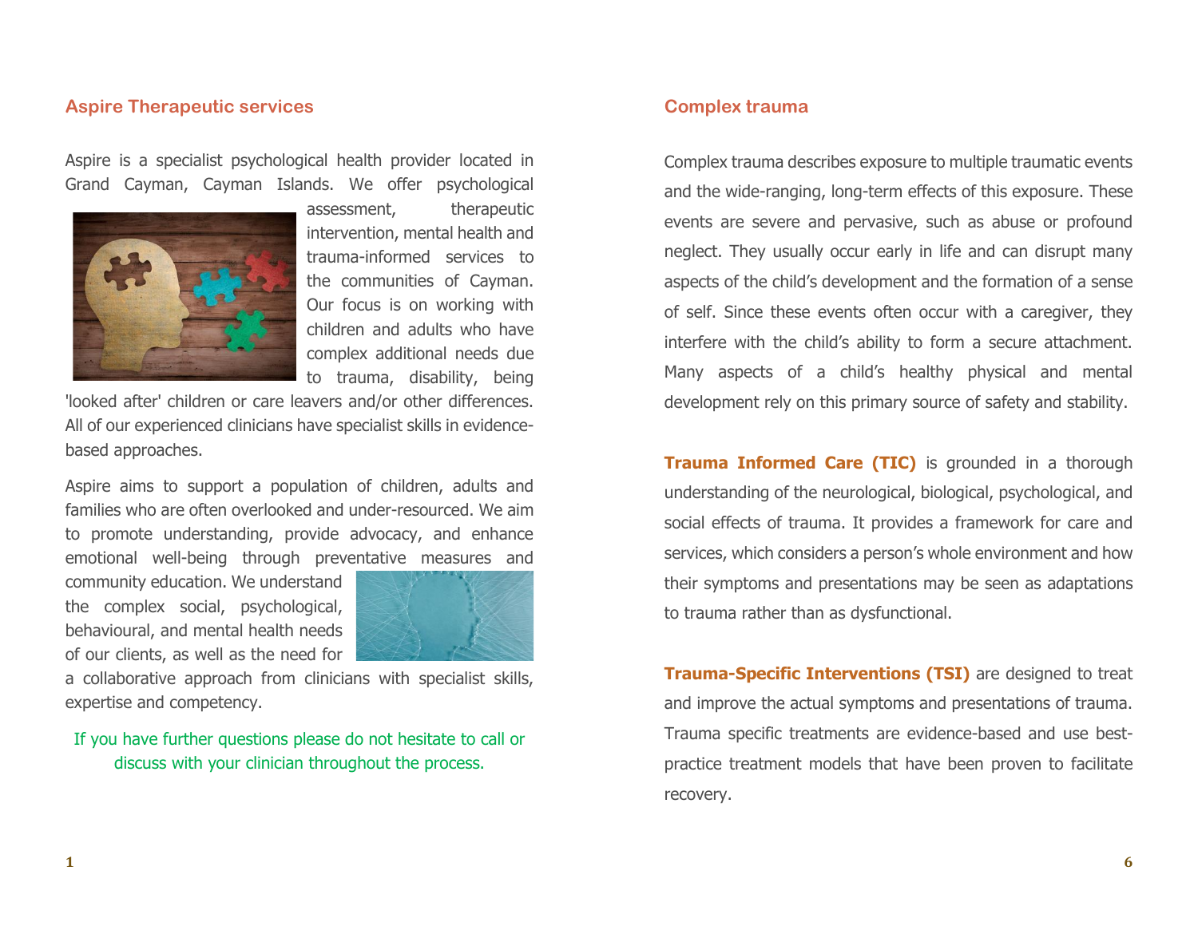## Aspire Therapeutic services

Aspire is a specialist psychological health provider located in Grand Cayman, Cayman Islands. We offer psychological assessment, therapeutic intervention, mental health and trauma-informed services to the communities of Cayman. Our focus is on working with children and adults who have complex additional needs due to trauma, disability, being 'looked after' children or care leavers and/or other differences. All of our experienced clinicians have specialist skills in evidence-based approaches.

Aspire aims to support a population of children, adults and families who are often overlooked and under-resourced. We aim to promote understanding, provide advocacy, and enhance emotional well-being through preventative measures and community education. We understand the complex social, psychological, behavioural, and mental health needs of our clients, as well as the need for a collaborative approach from clinicians with specialist skills, expertise and competency.

If you have further questions please do not hesitate to call or discuss with your clinician throughout the process.

## Complex trauma

Complex trauma describes exposure to multiple traumatic events and the wide-ranging, long-term effects of this exposure. These events are severe and pervasive, such as abuse or profound neglect. They usually occur early in life and can disrupt many aspects of the child's development and the formation of a sense of self. Since these events often occur with a caregiver, they interfere with the child's ability to form a secure attachment. Many aspects of a child's healthy physical and mental development rely on this primary source of safety and stability.

**Trauma Informed Care (TIC)** is grounded in a thorough understanding of the neurological, biological, psychological, and social effects of trauma. It provides a framework for care and services, which considers a person's whole environment and how their symptoms and presentations may be seen as adaptations to trauma rather than as dysfunctional.

**Trauma-Specific Interventions (TSI)** are designed to treat and improve the actual symptoms and presentations of trauma. Trauma specific treatments are evidence-based and use best-practice treatment models that have been proven to facilitate recovery.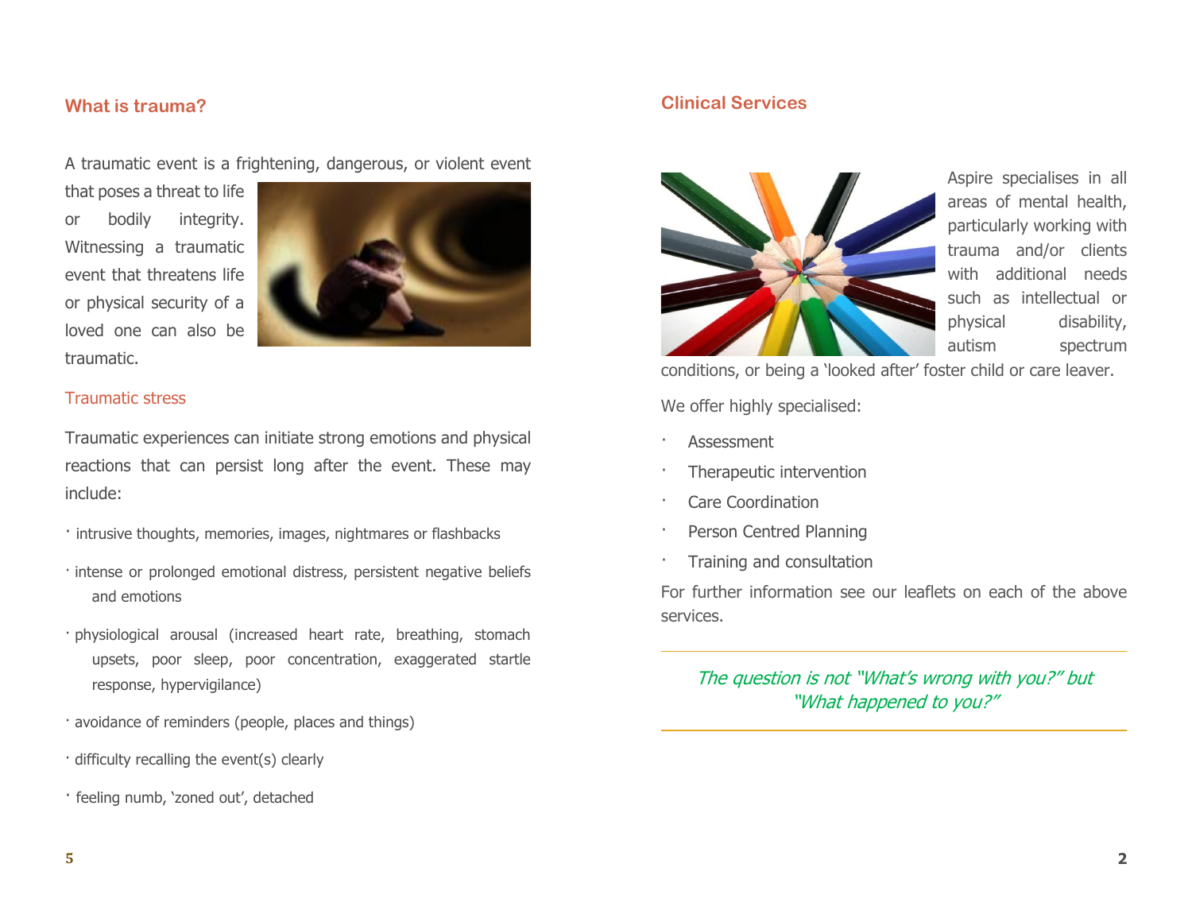## What is trauma?

A traumatic event is a frightening, dangerous, or violent event that poses a threat to life or bodily integrity. Witnessing a traumatic event that threatens life or physical security of a loved one can also be traumatic.

### Traumatic stress

Traumatic experiences can initiate strong emotions and physical reactions that can persist long after the event. These may include:

- intrusive thoughts, memories, images, nightmares or flashbacks
- intense or prolonged emotional distress, persistent negative beliefs and emotions
- physiological arousal (increased heart rate, breathing, stomach upsets, poor sleep, poor concentration, exaggerated startle response, hypervigilance)
- avoidance of reminders (people, places and things)
- difficulty recalling the event(s) clearly
- feeling numb, 'zoned out', detached

## Clinical Services

Aspire specialises in all areas of mental health, particularly working with trauma and/or clients with additional needs such as intellectual or physical disability, autism spectrum conditions, or being a 'looked after' foster child or care leaver.

We offer highly specialised:

- Assessment
- Therapeutic intervention
- Care Coordination
- Person Centred Planning
- Training and consultation

For further information see our leaflets on each of the above services.

---

*The question is not "What's wrong with you?" but "What happened to you?"*

---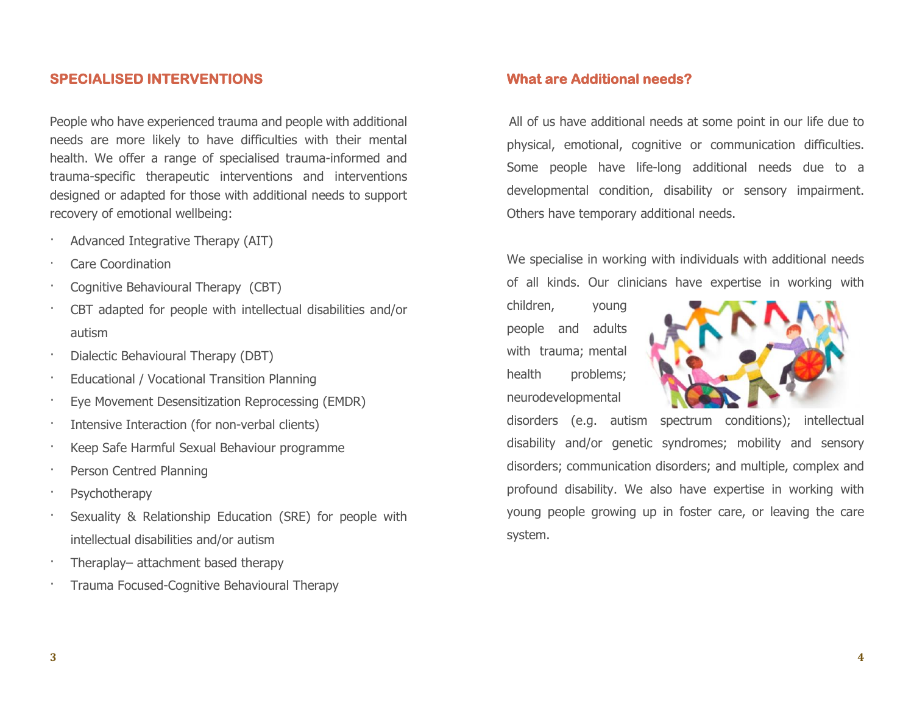## SPECIALISED INTERVENTIONS

People who have experienced trauma and people with additional needs are more likely to have difficulties with their mental health. We offer a range of specialised trauma-informed and trauma-specific therapeutic interventions and interventions designed or adapted for those with additional needs to support recovery of emotional wellbeing:

- Advanced Integrative Therapy (AIT)
- Care Coordination
- Cognitive Behavioural Therapy (CBT)
- CBT adapted for people with intellectual disabilities and/or autism
- Dialectic Behavioural Therapy (DBT)
- Educational / Vocational Transition Planning
- Eye Movement Desensitization Reprocessing (EMDR)
- Intensive Interaction (for non-verbal clients)
- Keep Safe Harmful Sexual Behaviour programme
- Person Centred Planning
- Psychotherapy
- Sexuality & Relationship Education (SRE) for people with intellectual disabilities and/or autism
- Theraplay– attachment based therapy
- Trauma Focused-Cognitive Behavioural Therapy

## What are Additional needs?

All of us have additional needs at some point in our life due to physical, emotional, cognitive or communication difficulties. Some people have life-long additional needs due to a developmental condition, disability or sensory impairment. Others have temporary additional needs.

We specialise in working with individuals with additional needs of all kinds. Our clinicians have expertise in working with children, young people and adults with trauma; mental health problems; neurodevelopmental disorders (e.g. autism spectrum conditions); intellectual disability and/or genetic syndromes; mobility and sensory disorders; communication disorders; and multiple, complex and profound disability. We also have expertise in working with young people growing up in foster care, or leaving the care system.